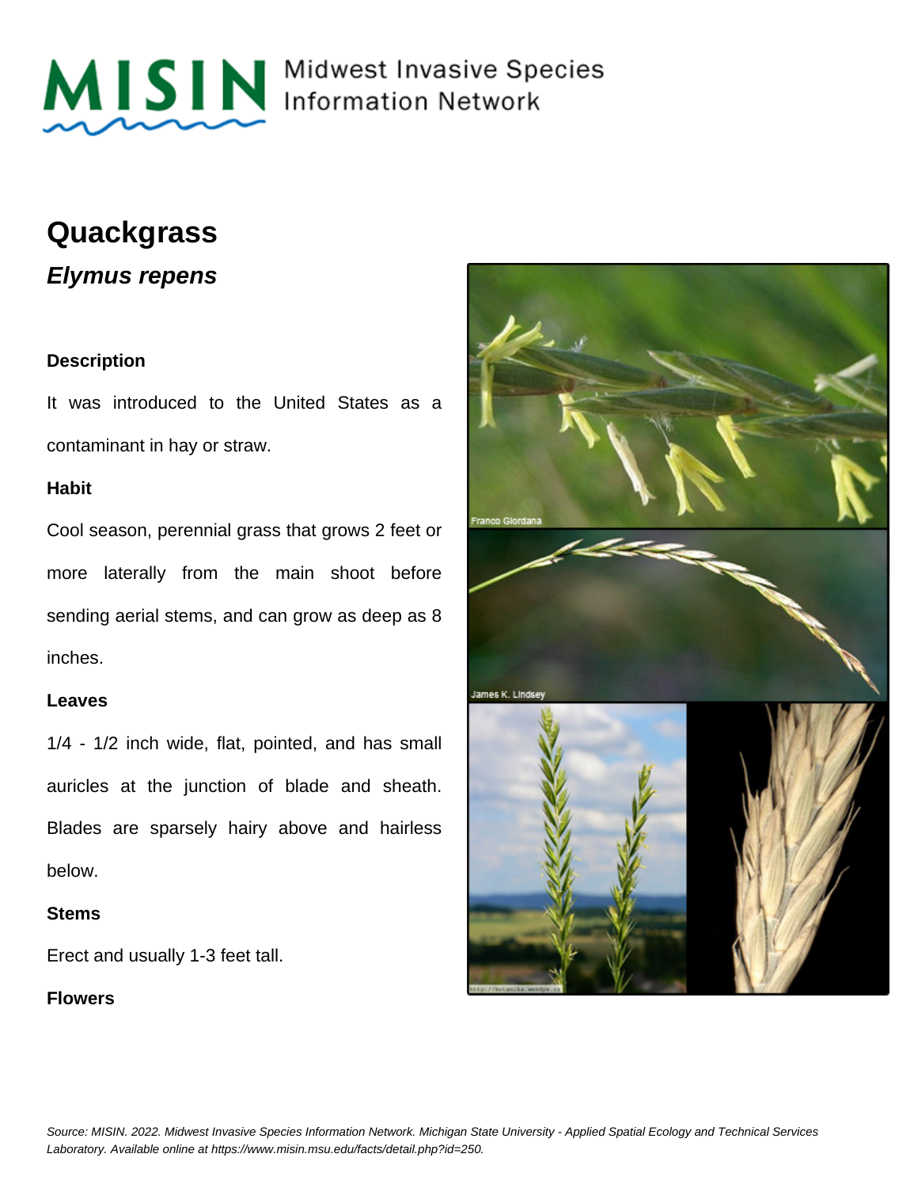# Quackgrass

## *Elymus repens*

### Description

It was introduced to the United States as a contaminant in hay or straw.

### Habit

Cool season, perennial grass that grows 2 feet or more laterally from the main shoot before sending aerial stems, and can grow as deep as 8 inches.

### Leaves

1/4 - 1/2 inch wide, flat, pointed, and has small auricles at the junction of blade and sheath. Blades are sparsely hairy above and hairless below.

### Stems

Erect and usually 1-3 feet tall.

### Flowers

*Source: MISIN. 2022. Midwest Invasive Species Information Network. Michigan State University - Applied Spatial Ecology and Technical Services Laboratory. Available online at https://www.misin.msu.edu/facts/detail.php?id=250.*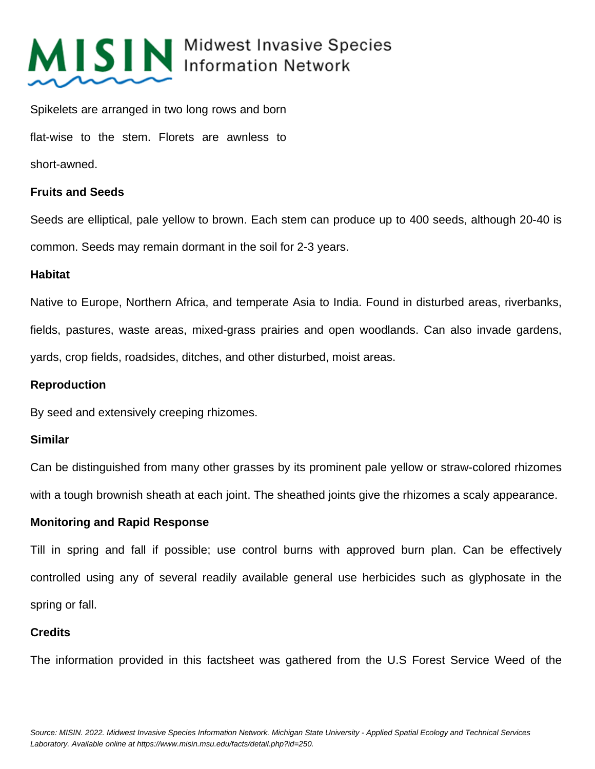Spikelets are arranged in two long rows and born flat-wise to the stem. Florets are awnless to short-awned.

**Fruits and Seeds**

Seeds are elliptical, pale yellow to brown. Each stem can produce up to 400 seeds, although 20-40 is common. Seeds may remain dormant in the soil for 2-3 years.

**Habitat**

Native to Europe, Northern Africa, and temperate Asia to India. Found in disturbed areas, riverbanks, fields, pastures, waste areas, mixed-grass prairies and open woodlands. Can also invade gardens, yards, crop fields, roadsides, ditches, and other disturbed, moist areas.

**Reproduction**

By seed and extensively creeping rhizomes.

**Similar**

Can be distinguished from many other grasses by its prominent pale yellow or straw-colored rhizomes with a tough brownish sheath at each joint. The sheathed joints give the rhizomes a scaly appearance.

**Monitoring and Rapid Response**

Till in spring and fall if possible; use control burns with approved burn plan. Can be effectively controlled using any of several readily available general use herbicides such as glyphosate in the spring or fall.

**Credits**

The information provided in this factsheet was gathered from the U.S Forest Service Weed of the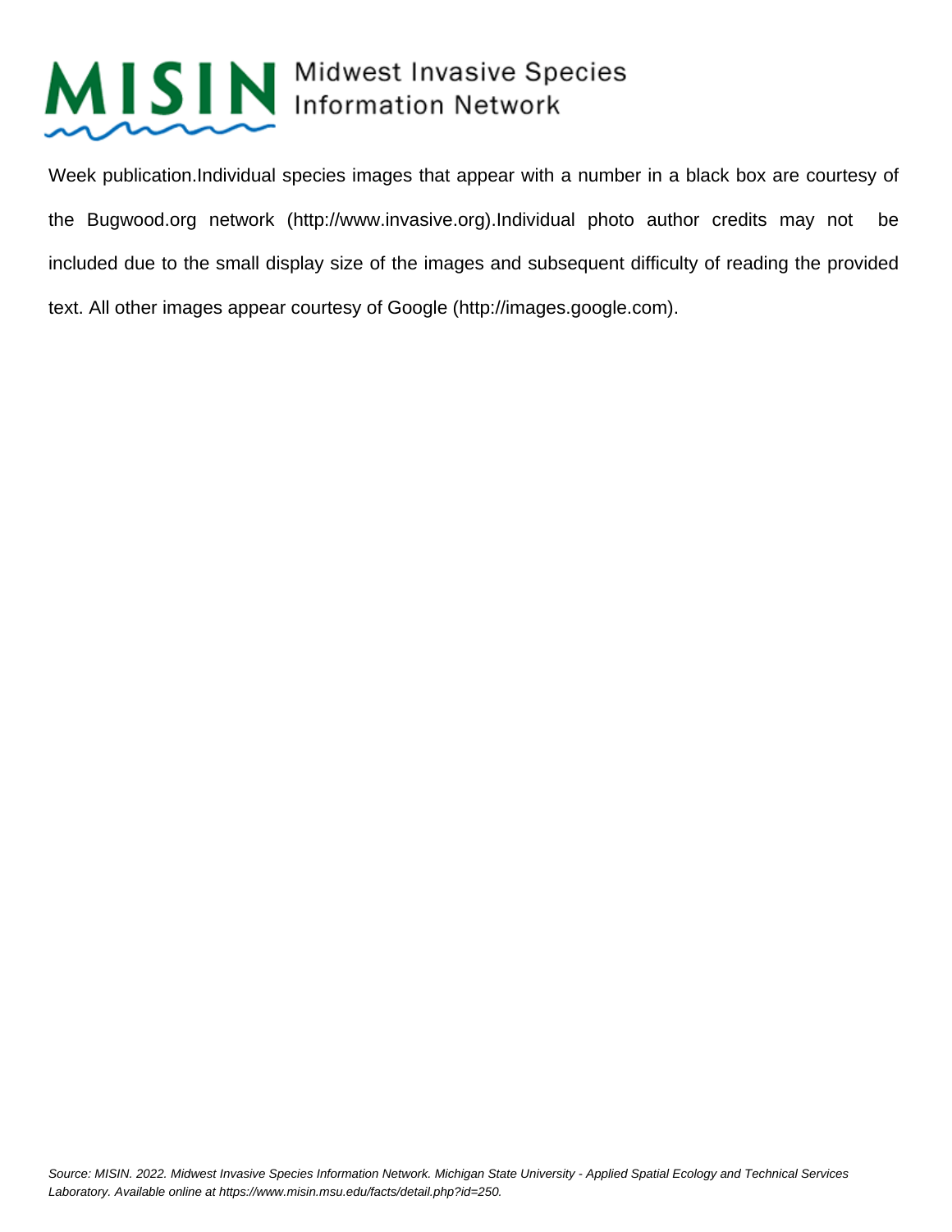Week publication.Individual species images that appear with a number in a black box are courtesy of the Bugwood.org network (http://www.invasive.org).Individual photo author credits may not be included due to the small display size of the images and subsequent difficulty of reading the provided text. All other images appear courtesy of Google (http://images.google.com).